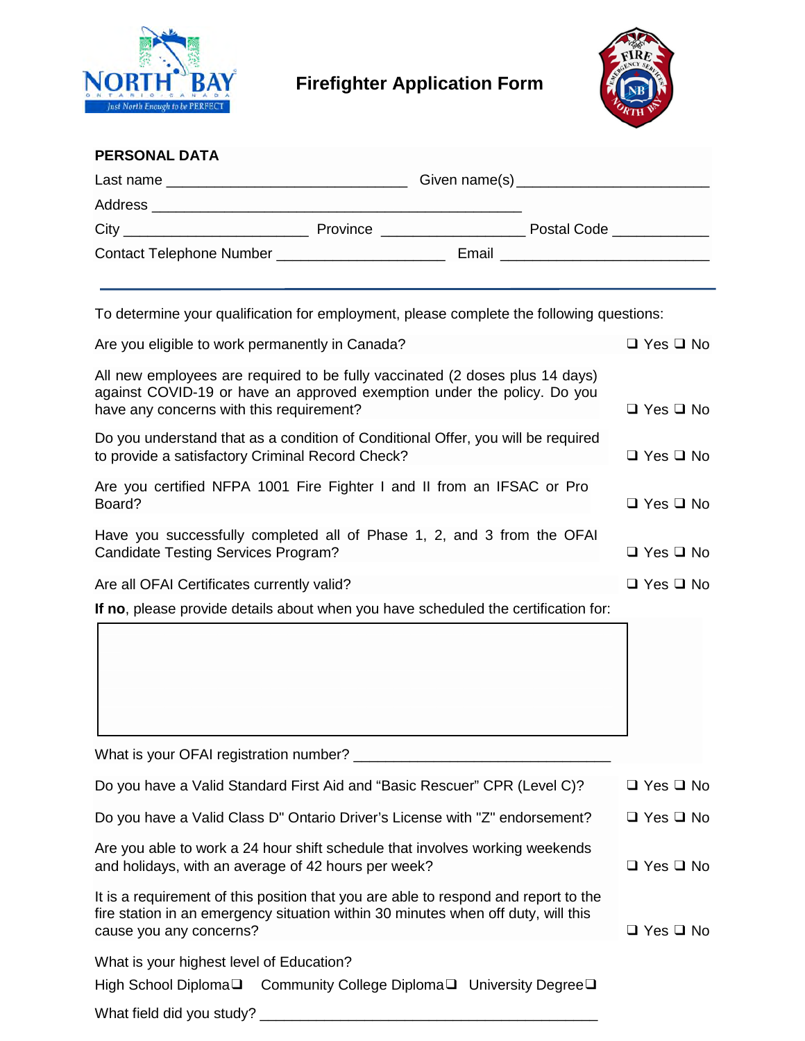# Firefighter Application Form

## PERSONAL DATA

Last name ______________________________ Given name(s) ________________________

Address ______________________________________________

City ______________________ Province __________________ Postal Code ____________

Contact Telephone Number _____________________ Email __________________________

---

To determine your qualification for employment, please complete the following questions:

Are you eligible to work permanently in Canada? ❑ Yes ❑ No

All new employees are required to be fully vaccinated (2 doses plus 14 days) against COVID-19 or have an approved exemption under the policy. Do you have any concerns with this requirement? ❑ Yes ❑ No

Do you understand that as a condition of Conditional Offer, you will be required to provide a satisfactory Criminal Record Check? ❑ Yes ❑ No

Are you certified NFPA 1001 Fire Fighter I and II from an IFSAC or Pro Board? ❑ Yes ❑ No

Have you successfully completed all of Phase 1, 2, and 3 from the OFAI Candidate Testing Services Program? ❑ Yes ❑ No

Are all OFAI Certificates currently valid? ❑ Yes ❑ No

**If no**, please provide details about when you have scheduled the certification for:

What is your OFAI registration number? _________________________________

Do you have a Valid Standard First Aid and "Basic Rescuer" CPR (Level C)? ❑ Yes ❑ No

Do you have a Valid Class D" Ontario Driver's License with "Z" endorsement? ❑ Yes ❑ No

Are you able to work a 24 hour shift schedule that involves working weekends and holidays, with an average of 42 hours per week? ❑ Yes ❑ No

It is a requirement of this position that you are able to respond and report to the fire station in an emergency situation within 30 minutes when off duty, will this cause you any concerns? ❑ Yes ❑ No

What is your highest level of Education?

High School Diploma❑ Community College Diploma❑ University Degree❑

What field did you study? ____________________________________________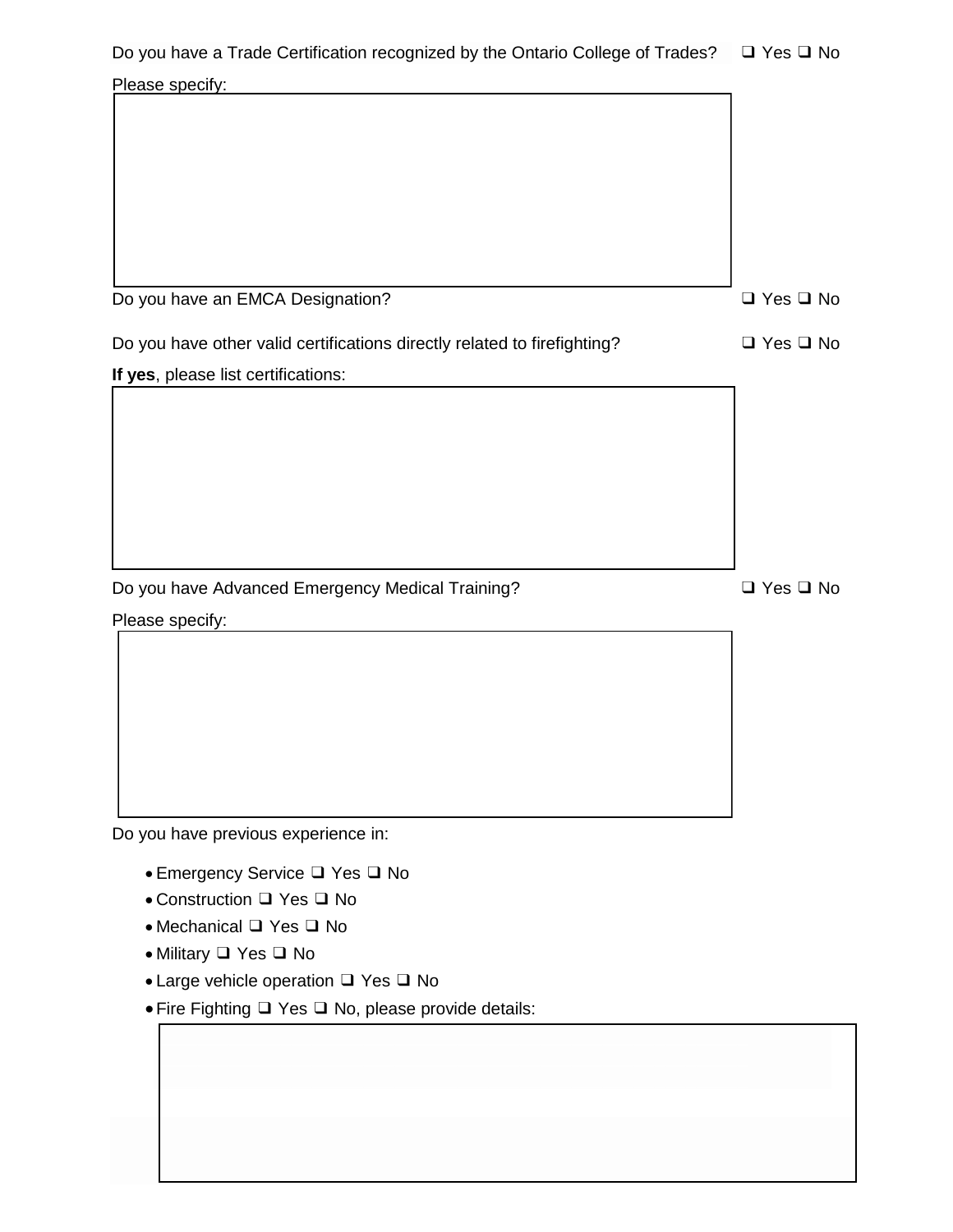Do you have a Trade Certification recognized by the Ontario College of Trades? ❑ Yes ❑ No

Please specify:

Do you have an EMCA Designation? ❑ Yes ❑ No

Do you have other valid certifications directly related to firefighting? ❑ Yes ❑ No

**If yes**, please list certifications:

Do you have Advanced Emergency Medical Training? ❑ Yes ❑ No

Please specify:

Do you have previous experience in:

- Emergency Service ❑ Yes ❑ No
- Construction ❑ Yes ❑ No
- Mechanical ❑ Yes ❑ No
- Military ❑ Yes ❑ No
- Large vehicle operation ❑ Yes ❑ No
- Fire Fighting ❑ Yes ❑ No, please provide details: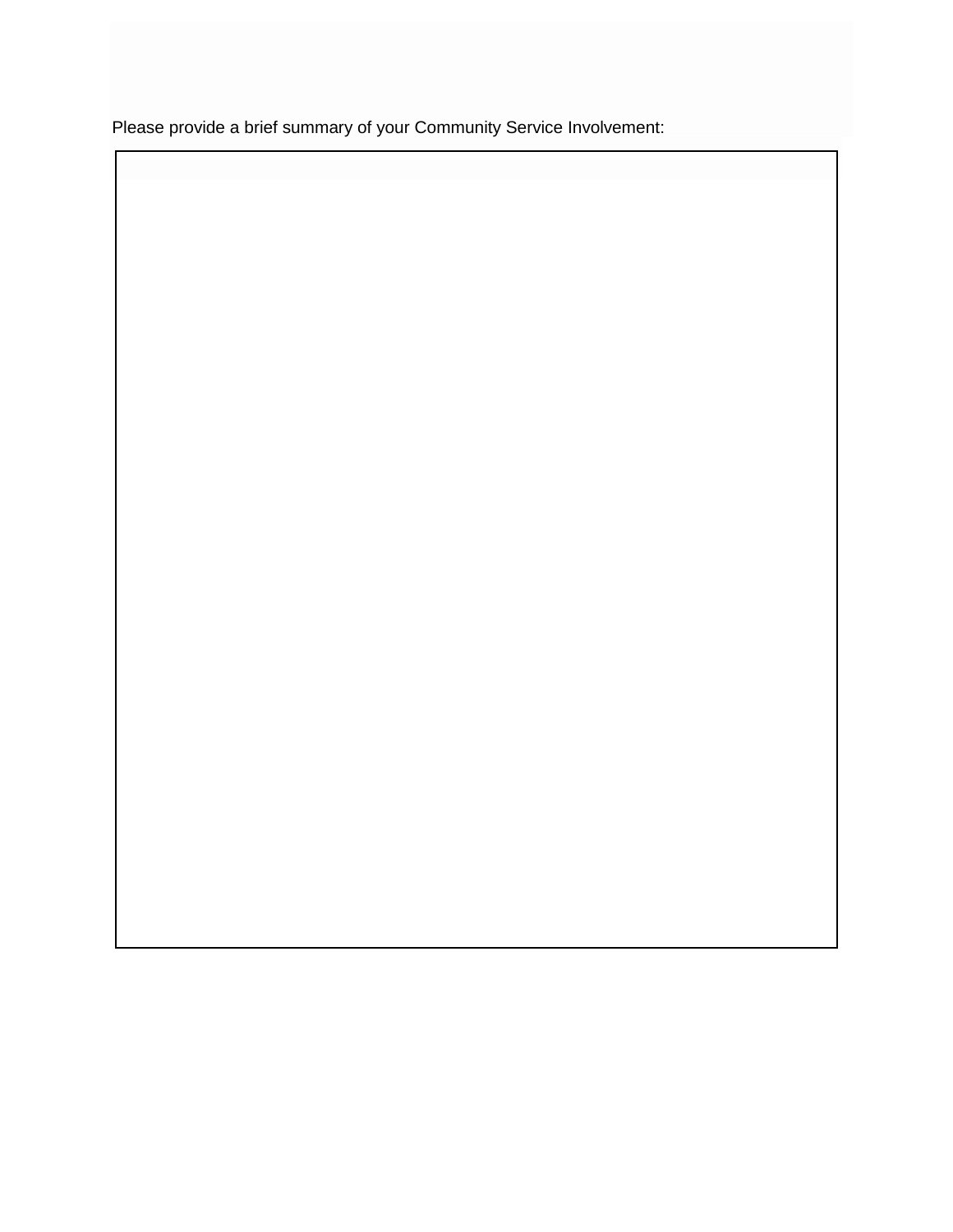Please provide a brief summary of your Community Service Involvement: